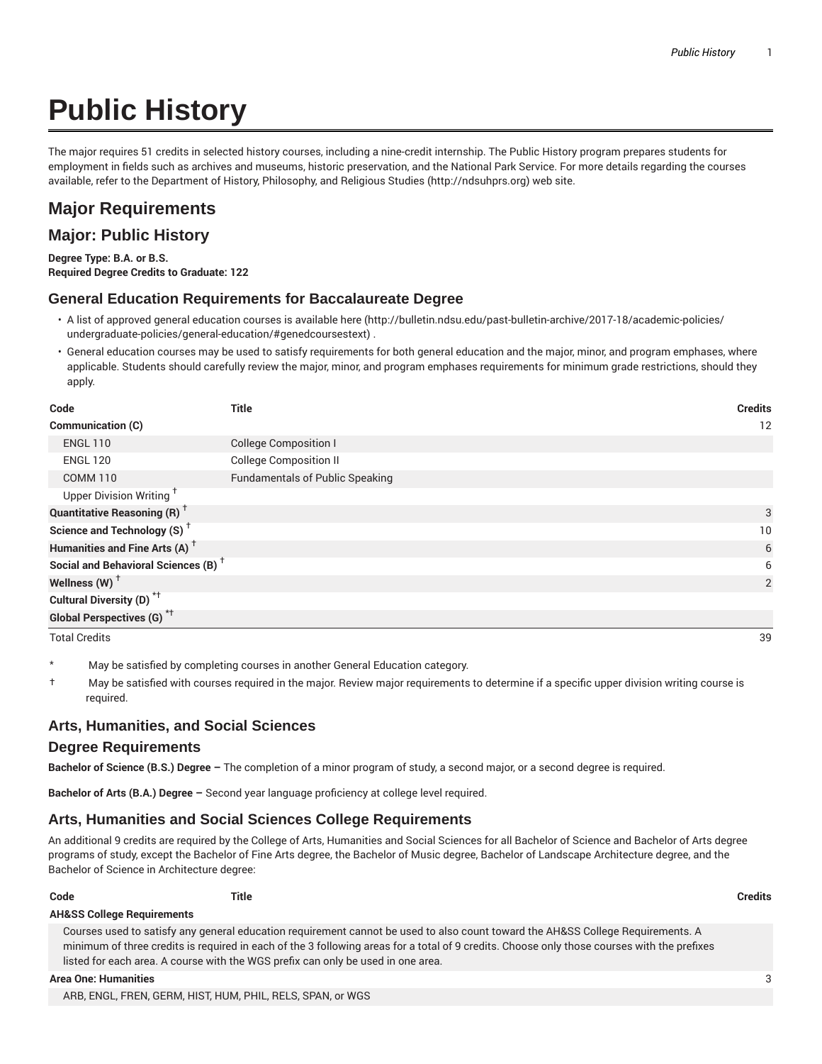# Public History

The major requires 51 credits in selected history courses, including a nine-credit internship. The Public History program prepares students for employment in fields such as archives and museums, historic preservation, and the National Park Service. For more details regarding the courses available, refer to the Department of History, Philosophy, and Religious Studies (http://ndsuhprs.org) web site.

## Major Requirements

## Major: Public History

**Degree Type: B.A. or B.S.**
**Required Degree Credits to Graduate: 122**

### General Education Requirements for Baccalaureate Degree

- A list of approved general education courses is available here (http://bulletin.ndsu.edu/past-bulletin-archive/2017-18/academic-policies/undergraduate-policies/general-education/#genedcoursestext) .
- General education courses may be used to satisfy requirements for both general education and the major, minor, and program emphases, where applicable. Students should carefully review the major, minor, and program emphases requirements for minimum grade restrictions, should they apply.

| Code | Title | Credits |
|---|---|---|
| **Communication (C)** | | 12 |
| ENGL 110 | College Composition I | |
| ENGL 120 | College Composition II | |
| COMM 110 | Fundamentals of Public Speaking | |
| Upper Division Writing † | | |
| **Quantitative Reasoning (R) †** | | 3 |
| **Science and Technology (S) †** | | 10 |
| **Humanities and Fine Arts (A) †** | | 6 |
| **Social and Behavioral Sciences (B) †** | | 6 |
| **Wellness (W) †** | | 2 |
| **Cultural Diversity (D) *†** | | |
| **Global Perspectives (G) *†** | | |
| Total Credits | | 39 |

\* May be satisfied by completing courses in another General Education category.

† May be satisfied with courses required in the major. Review major requirements to determine if a specific upper division writing course is required.

### Arts, Humanities, and Social Sciences

### Degree Requirements

**Bachelor of Science (B.S.) Degree –** The completion of a minor program of study, a second major, or a second degree is required.

**Bachelor of Arts (B.A.) Degree –** Second year language proficiency at college level required.

### Arts, Humanities and Social Sciences College Requirements

An additional 9 credits are required by the College of Arts, Humanities and Social Sciences for all Bachelor of Science and Bachelor of Arts degree programs of study, except the Bachelor of Fine Arts degree, the Bachelor of Music degree, Bachelor of Landscape Architecture degree, and the Bachelor of Science in Architecture degree:

| Code | Title | Credits |
|---|---|---|
| **AH&SS College Requirements** | | |
| Courses used to satisfy any general education requirement cannot be used to also count toward the AH&SS College Requirements. A minimum of three credits is required in each of the 3 following areas for a total of 9 credits. Choose only those courses with the prefixes listed for each area. A course with the WGS prefix can only be used in one area. | | |
| **Area One: Humanities** | | 3 |
| ARB, ENGL, FREN, GERM, HIST, HUM, PHIL, RELS, SPAN, or WGS | | |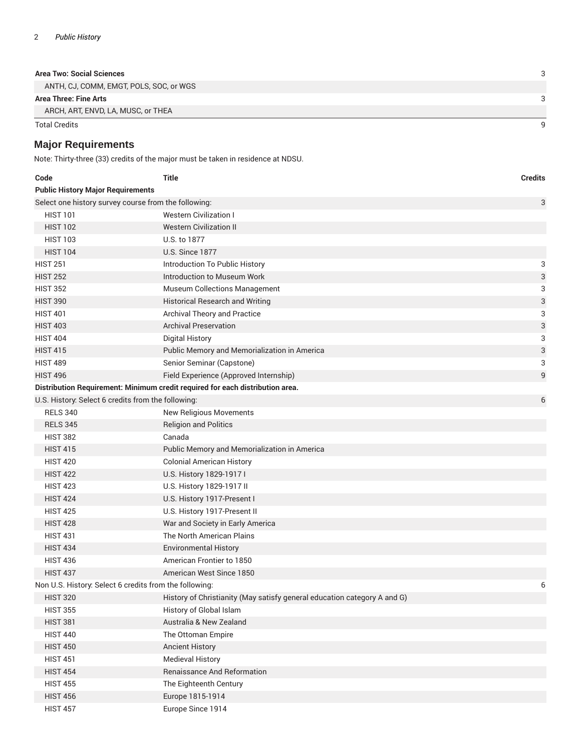| Area Two: Social Sciences | | 3 |
|---|---|---|
| ANTH, CJ, COMM, EMGT, POLS, SOC, or WGS | | |
| **Area Three: Fine Arts** | | 3 |
| ARCH, ART, ENVD, LA, MUSC, or THEA | | |
| Total Credits | | 9 |

## Major Requirements

Note: Thirty-three (33) credits of the major must be taken in residence at NDSU.

| Code | Title | Credits |
|---|---|---|
| **Public History Major Requirements** | | |
| Select one history survey course from the following: | | 3 |
| HIST 101 | Western Civilization I | |
| HIST 102 | Western Civilization II | |
| HIST 103 | U.S. to 1877 | |
| HIST 104 | U.S. Since 1877 | |
| HIST 251 | Introduction To Public History | 3 |
| HIST 252 | Introduction to Museum Work | 3 |
| HIST 352 | Museum Collections Management | 3 |
| HIST 390 | Historical Research and Writing | 3 |
| HIST 401 | Archival Theory and Practice | 3 |
| HIST 403 | Archival Preservation | 3 |
| HIST 404 | Digital History | 3 |
| HIST 415 | Public Memory and Memorialization in America | 3 |
| HIST 489 | Senior Seminar (Capstone) | 3 |
| HIST 496 | Field Experience (Approved Internship) | 9 |
| **Distribution Requirement: Minimum credit required for each distribution area.** | | |
| U.S. History: Select 6 credits from the following: | | 6 |
| RELS 340 | New Religious Movements | |
| RELS 345 | Religion and Politics | |
| HIST 382 | Canada | |
| HIST 415 | Public Memory and Memorialization in America | |
| HIST 420 | Colonial American History | |
| HIST 422 | U.S. History 1829-1917 I | |
| HIST 423 | U.S. History 1829-1917 II | |
| HIST 424 | U.S. History 1917-Present I | |
| HIST 425 | U.S. History 1917-Present II | |
| HIST 428 | War and Society in Early America | |
| HIST 431 | The North American Plains | |
| HIST 434 | Environmental History | |
| HIST 436 | American Frontier to 1850 | |
| HIST 437 | American West Since 1850 | |
| Non U.S. History: Select 6 credits from the following: | | 6 |
| HIST 320 | History of Christianity (May satisfy general education category A and G) | |
| HIST 355 | History of Global Islam | |
| HIST 381 | Australia & New Zealand | |
| HIST 440 | The Ottoman Empire | |
| HIST 450 | Ancient History | |
| HIST 451 | Medieval History | |
| HIST 454 | Renaissance And Reformation | |
| HIST 455 | The Eighteenth Century | |
| HIST 456 | Europe 1815-1914 | |
| HIST 457 | Europe Since 1914 | |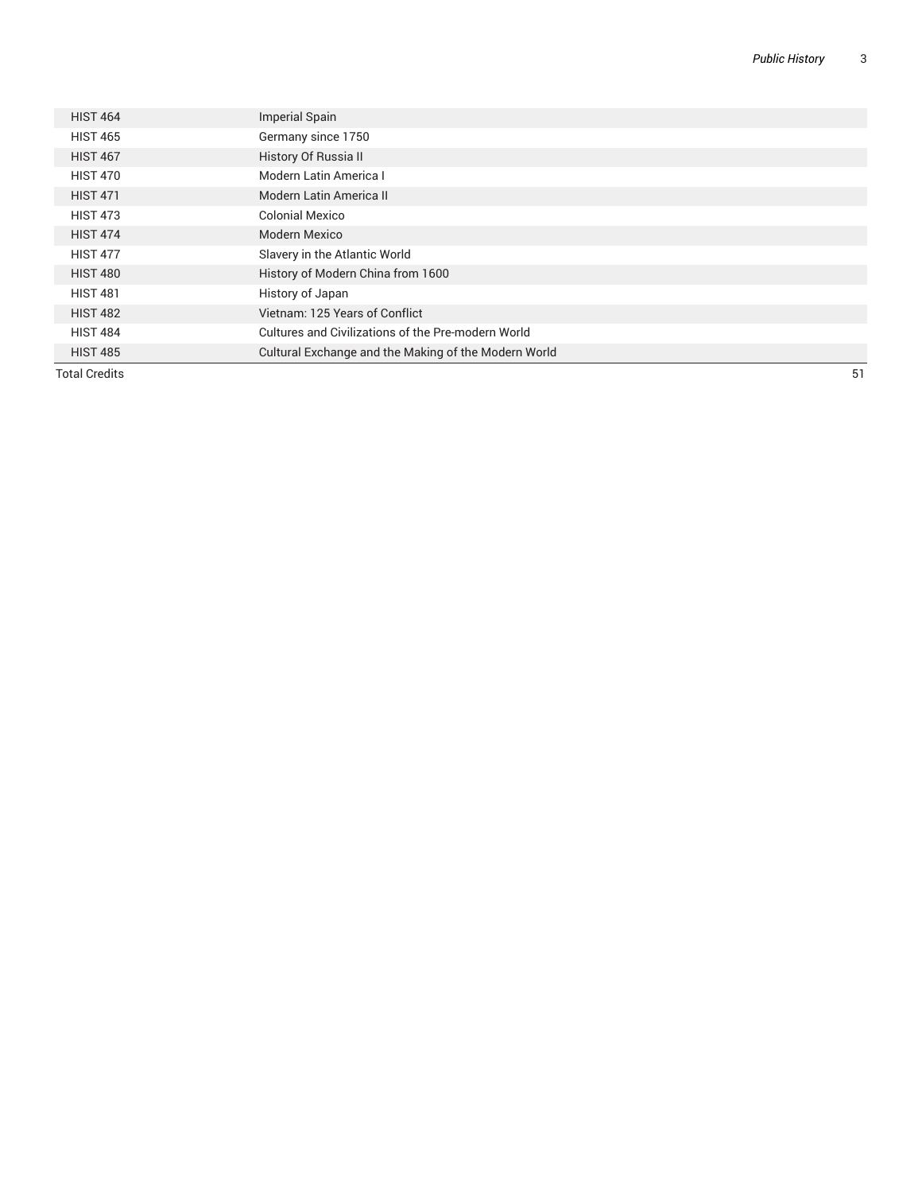| | | |
|---|---|---|
| HIST 464 | Imperial Spain | |
| HIST 465 | Germany since 1750 | |
| HIST 467 | History Of Russia II | |
| HIST 470 | Modern Latin America I | |
| HIST 471 | Modern Latin America II | |
| HIST 473 | Colonial Mexico | |
| HIST 474 | Modern Mexico | |
| HIST 477 | Slavery in the Atlantic World | |
| HIST 480 | History of Modern China from 1600 | |
| HIST 481 | History of Japan | |
| HIST 482 | Vietnam: 125 Years of Conflict | |
| HIST 484 | Cultures and Civilizations of the Pre-modern World | |
| HIST 485 | Cultural Exchange and the Making of the Modern World | |
| Total Credits | | 51 |